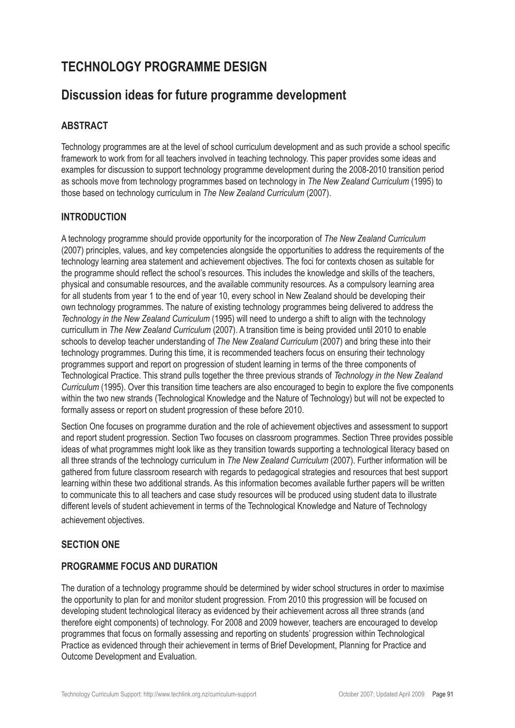# TECHNOLOGY PROGRAMME DESIGN

## Discussion ideas for future programme development

### ABSTRACT

Technology programmes are at the level of school curriculum development and as such provide a school specific framework to work from for all teachers involved in teaching technology. This paper provides some ideas and examples for discussion to support technology programme development during the 2008-2010 transition period as schools move from technology programmes based on technology in *The New Zealand Curriculum* (1995) to those based on technology curriculum in *The New Zealand Curriculum* (2007).

### INTRODUCTION

A technology programme should provide opportunity for the incorporation of *The New Zealand Curriculum* (2007) principles, values, and key competencies alongside the opportunities to address the requirements of the technology learning area statement and achievement objectives. The foci for contexts chosen as suitable for the programme should reflect the school's resources. This includes the knowledge and skills of the teachers, physical and consumable resources, and the available community resources. As a compulsory learning area for all students from year 1 to the end of year 10, every school in New Zealand should be developing their own technology programmes. The nature of existing technology programmes being delivered to address the *Technology in the New Zealand Curriculum* (1995) will need to undergo a shift to align with the technology curricullum in *The New Zealand Curriculum* (2007). A transition time is being provided until 2010 to enable schools to develop teacher understanding of *The New Zealand Curriculum* (2007) and bring these into their technology programmes. During this time, it is recommended teachers focus on ensuring their technology programmes support and report on progression of student learning in terms of the three components of Technological Practice. This strand pulls together the three previous strands of *Technology in the New Zealand Curriculum* (1995). Over this transition time teachers are also encouraged to begin to explore the five components within the two new strands (Technological Knowledge and the Nature of Technology) but will not be expected to formally assess or report on student progression of these before 2010.

Section One focuses on programme duration and the role of achievement objectives and assessment to support and report student progression. Section Two focuses on classroom programmes. Section Three provides possible ideas of what programmes might look like as they transition towards supporting a technological literacy based on all three strands of the technology curriculum in *The New Zealand Curriculum* (2007). Further information will be gathered from future classroom research with regards to pedagogical strategies and resources that best support learning within these two additional strands. As this information becomes available further papers will be written to communicate this to all teachers and case study resources will be produced using student data to illustrate different levels of student achievement in terms of the Technological Knowledge and Nature of Technology achievement objectives.

### SECTION ONE

### PROGRAMME FOCUS AND DURATION

The duration of a technology programme should be determined by wider school structures in order to maximise the opportunity to plan for and monitor student progression. From 2010 this progression will be focused on developing student technological literacy as evidenced by their achievement across all three strands (and therefore eight components) of technology. For 2008 and 2009 however, teachers are encouraged to develop programmes that focus on formally assessing and reporting on students' progression within Technological Practice as evidenced through their achievement in terms of Brief Development, Planning for Practice and Outcome Development and Evaluation.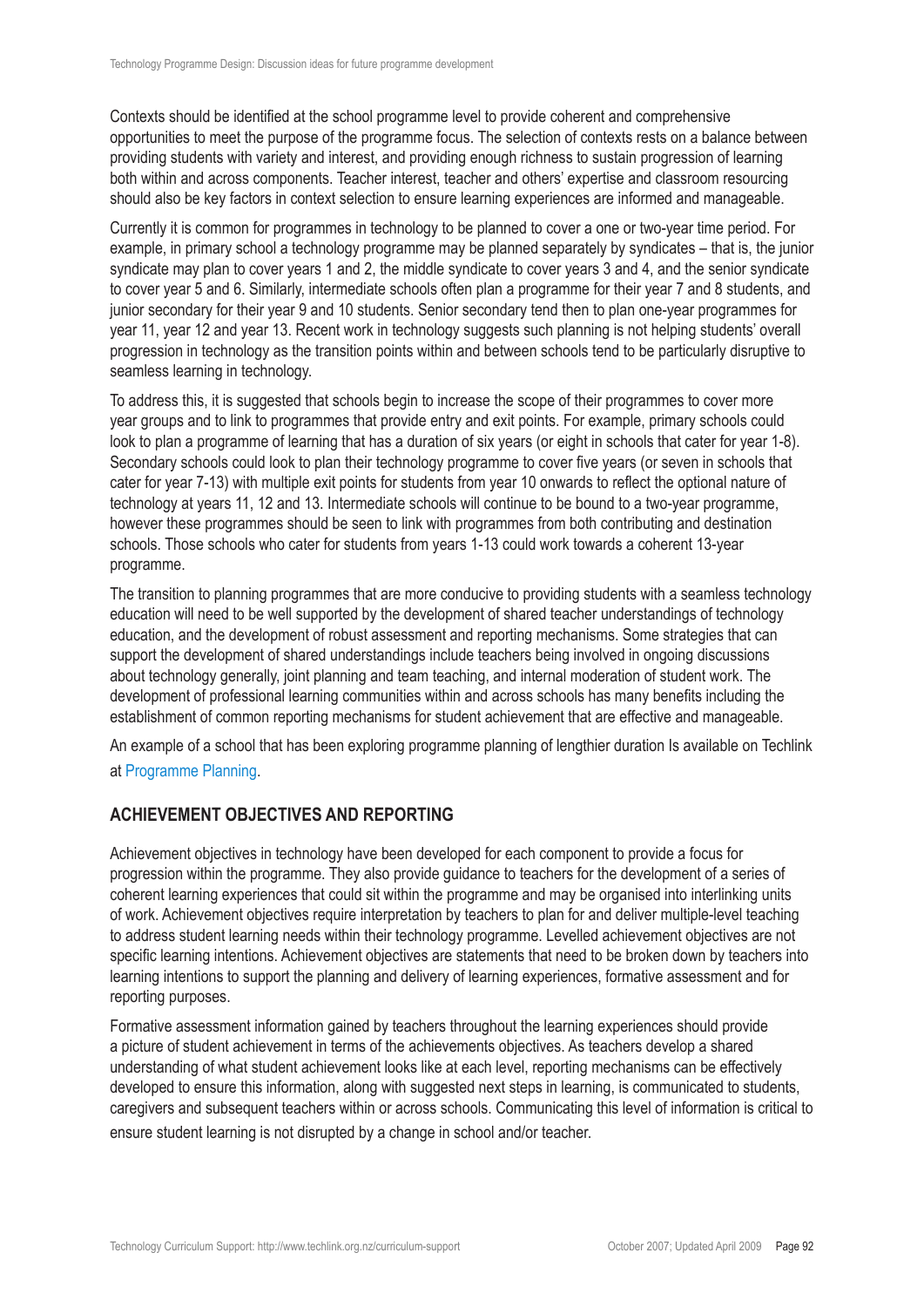Contexts should be identified at the school programme level to provide coherent and comprehensive opportunities to meet the purpose of the programme focus. The selection of contexts rests on a balance between providing students with variety and interest, and providing enough richness to sustain progression of learning both within and across components. Teacher interest, teacher and others' expertise and classroom resourcing should also be key factors in context selection to ensure learning experiences are informed and manageable.

Currently it is common for programmes in technology to be planned to cover a one or two-year time period. For example, in primary school a technology programme may be planned separately by syndicates – that is, the junior syndicate may plan to cover years 1 and 2, the middle syndicate to cover years 3 and 4, and the senior syndicate to cover year 5 and 6. Similarly, intermediate schools often plan a programme for their year 7 and 8 students, and junior secondary for their year 9 and 10 students. Senior secondary tend then to plan one-year programmes for year 11, year 12 and year 13. Recent work in technology suggests such planning is not helping students' overall progression in technology as the transition points within and between schools tend to be particularly disruptive to seamless learning in technology.

To address this, it is suggested that schools begin to increase the scope of their programmes to cover more year groups and to link to programmes that provide entry and exit points. For example, primary schools could look to plan a programme of learning that has a duration of six years (or eight in schools that cater for year 1-8). Secondary schools could look to plan their technology programme to cover five years (or seven in schools that cater for year 7-13) with multiple exit points for students from year 10 onwards to reflect the optional nature of technology at years 11, 12 and 13. Intermediate schools will continue to be bound to a two-year programme, however these programmes should be seen to link with programmes from both contributing and destination schools. Those schools who cater for students from years 1-13 could work towards a coherent 13-year programme.

The transition to planning programmes that are more conducive to providing students with a seamless technology education will need to be well supported by the development of shared teacher understandings of technology education, and the development of robust assessment and reporting mechanisms. Some strategies that can support the development of shared understandings include teachers being involved in ongoing discussions about technology generally, joint planning and team teaching, and internal moderation of student work. The development of professional learning communities within and across schools has many benefits including the establishment of common reporting mechanisms for student achievement that are effective and manageable.

An example of a school that has been exploring programme planning of lengthier duration Is available on Techlink at Programme Planning.

## ACHIEVEMENT OBJECTIVES AND REPORTING

Achievement objectives in technology have been developed for each component to provide a focus for progression within the programme. They also provide guidance to teachers for the development of a series of coherent learning experiences that could sit within the programme and may be organised into interlinking units of work. Achievement objectives require interpretation by teachers to plan for and deliver multiple-level teaching to address student learning needs within their technology programme. Levelled achievement objectives are not specific learning intentions. Achievement objectives are statements that need to be broken down by teachers into learning intentions to support the planning and delivery of learning experiences, formative assessment and for reporting purposes.

Formative assessment information gained by teachers throughout the learning experiences should provide a picture of student achievement in terms of the achievements objectives. As teachers develop a shared understanding of what student achievement looks like at each level, reporting mechanisms can be effectively developed to ensure this information, along with suggested next steps in learning, is communicated to students, caregivers and subsequent teachers within or across schools. Communicating this level of information is critical to ensure student learning is not disrupted by a change in school and/or teacher.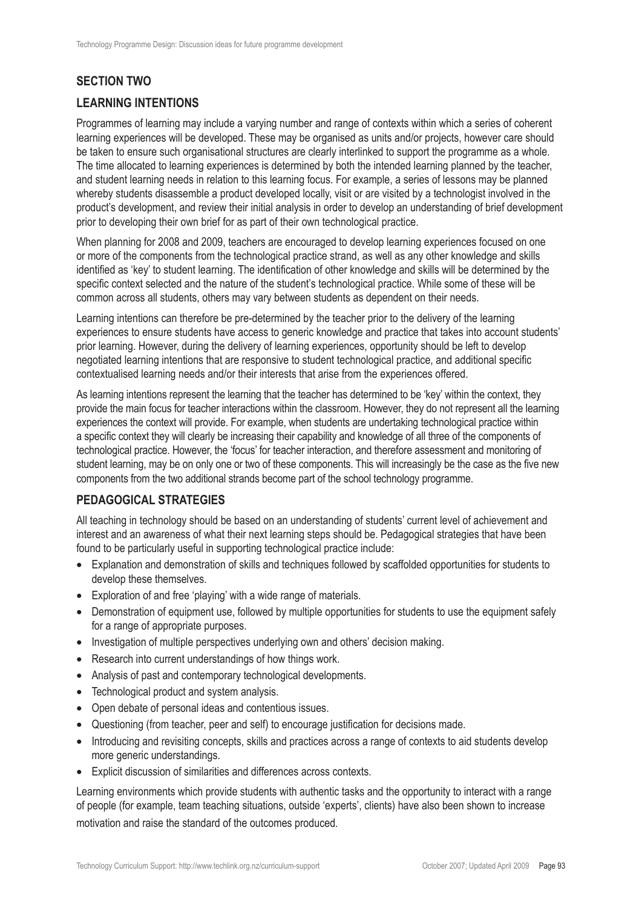## SECTION TWO

## LEARNING INTENTIONS

Programmes of learning may include a varying number and range of contexts within which a series of coherent learning experiences will be developed. These may be organised as units and/or projects, however care should be taken to ensure such organisational structures are clearly interlinked to support the programme as a whole. The time allocated to learning experiences is determined by both the intended learning planned by the teacher, and student learning needs in relation to this learning focus. For example, a series of lessons may be planned whereby students disassemble a product developed locally, visit or are visited by a technologist involved in the product's development, and review their initial analysis in order to develop an understanding of brief development prior to developing their own brief for as part of their own technological practice.

When planning for 2008 and 2009, teachers are encouraged to develop learning experiences focused on one or more of the components from the technological practice strand, as well as any other knowledge and skills identified as 'key' to student learning. The identification of other knowledge and skills will be determined by the specific context selected and the nature of the student's technological practice. While some of these will be common across all students, others may vary between students as dependent on their needs.

Learning intentions can therefore be pre-determined by the teacher prior to the delivery of the learning experiences to ensure students have access to generic knowledge and practice that takes into account students' prior learning. However, during the delivery of learning experiences, opportunity should be left to develop negotiated learning intentions that are responsive to student technological practice, and additional specific contextualised learning needs and/or their interests that arise from the experiences offered.

As learning intentions represent the learning that the teacher has determined to be 'key' within the context, they provide the main focus for teacher interactions within the classroom. However, they do not represent all the learning experiences the context will provide. For example, when students are undertaking technological practice within a specific context they will clearly be increasing their capability and knowledge of all three of the components of technological practice. However, the 'focus' for teacher interaction, and therefore assessment and monitoring of student learning, may be on only one or two of these components. This will increasingly be the case as the five new components from the two additional strands become part of the school technology programme.

## PEDAGOGICAL STRATEGIES

All teaching in technology should be based on an understanding of students' current level of achievement and interest and an awareness of what their next learning steps should be. Pedagogical strategies that have been found to be particularly useful in supporting technological practice include:

- Explanation and demonstration of skills and techniques followed by scaffolded opportunities for students to develop these themselves.
- Exploration of and free 'playing' with a wide range of materials.
- Demonstration of equipment use, followed by multiple opportunities for students to use the equipment safely for a range of appropriate purposes.
- Investigation of multiple perspectives underlying own and others' decision making.
- Research into current understandings of how things work.
- Analysis of past and contemporary technological developments.
- Technological product and system analysis.
- Open debate of personal ideas and contentious issues.
- Questioning (from teacher, peer and self) to encourage justification for decisions made.
- Introducing and revisiting concepts, skills and practices across a range of contexts to aid students develop more generic understandings.
- Explicit discussion of similarities and differences across contexts.

Learning environments which provide students with authentic tasks and the opportunity to interact with a range of people (for example, team teaching situations, outside 'experts', clients) have also been shown to increase motivation and raise the standard of the outcomes produced.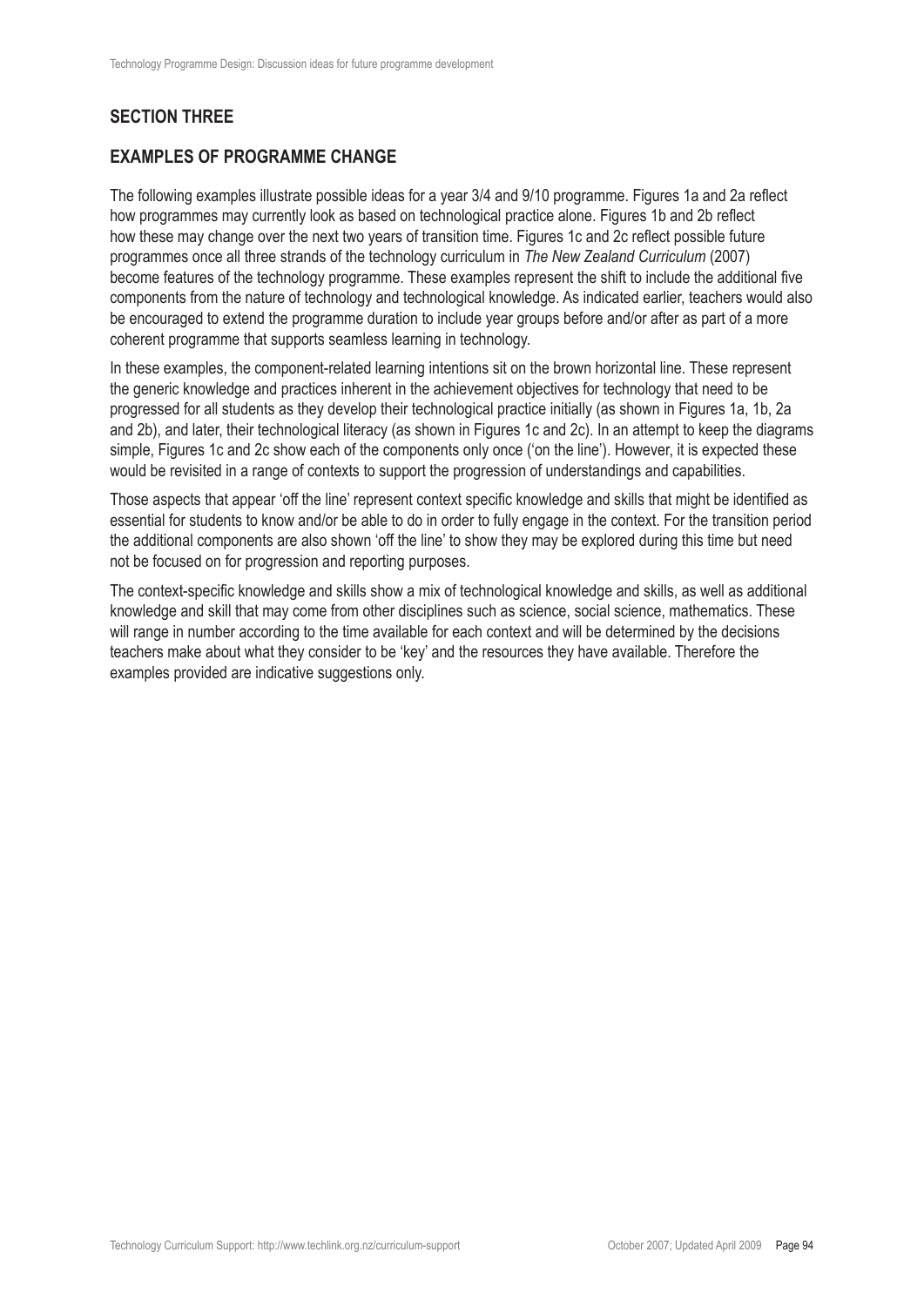## SECTION THREE

## EXAMPLES OF PROGRAMME CHANGE

The following examples illustrate possible ideas for a year 3/4 and 9/10 programme. Figures 1a and 2a reflect how programmes may currently look as based on technological practice alone. Figures 1b and 2b reflect how these may change over the next two years of transition time. Figures 1c and 2c reflect possible future programmes once all three strands of the technology curriculum in *The New Zealand Curriculum* (2007) become features of the technology programme. These examples represent the shift to include the additional five components from the nature of technology and technological knowledge. As indicated earlier, teachers would also be encouraged to extend the programme duration to include year groups before and/or after as part of a more coherent programme that supports seamless learning in technology.

In these examples, the component-related learning intentions sit on the brown horizontal line. These represent the generic knowledge and practices inherent in the achievement objectives for technology that need to be progressed for all students as they develop their technological practice initially (as shown in Figures 1a, 1b, 2a and 2b), and later, their technological literacy (as shown in Figures 1c and 2c). In an attempt to keep the diagrams simple, Figures 1c and 2c show each of the components only once ('on the line'). However, it is expected these would be revisited in a range of contexts to support the progression of understandings and capabilities.

Those aspects that appear 'off the line' represent context specific knowledge and skills that might be identified as essential for students to know and/or be able to do in order to fully engage in the context. For the transition period the additional components are also shown 'off the line' to show they may be explored during this time but need not be focused on for progression and reporting purposes.

The context-specific knowledge and skills show a mix of technological knowledge and skills, as well as additional knowledge and skill that may come from other disciplines such as science, social science, mathematics. These will range in number according to the time available for each context and will be determined by the decisions teachers make about what they consider to be 'key' and the resources they have available. Therefore the examples provided are indicative suggestions only.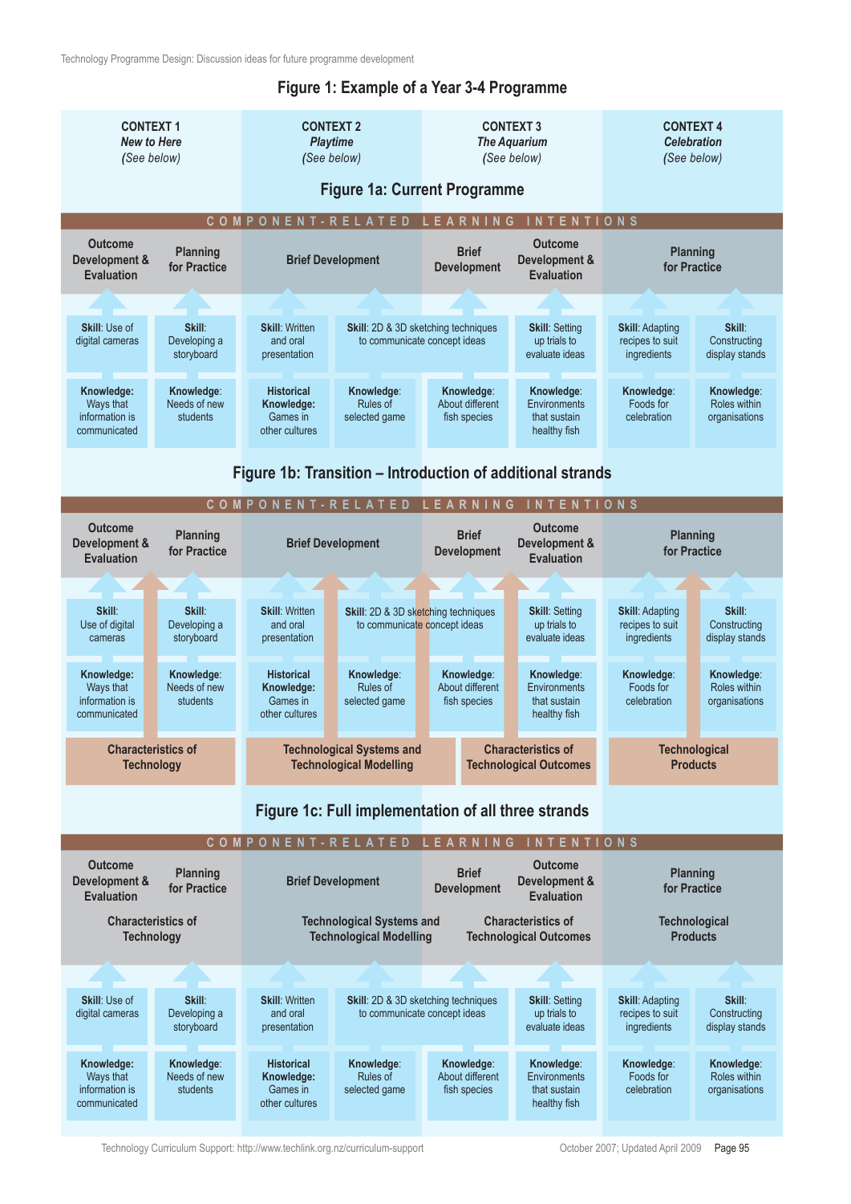## Figure 1: Example of a Year 3-4 Programme

| CONTEXT 1 | CONTEXT 2 | CONTEXT 3 | CONTEXT 4 |
|---|---|---|---|
| *New to Here* | *Playtime* | *The Aquarium* | *Celebration* |
| (*See below*) | (*See below*) | (*See below*) | (*See below*) |

### Figure 1a: Current Programme

COMPONENT-RELATED LEARNING INTENTIONS

| Outcome Development & Evaluation | Planning for Practice | Brief Development | | Brief Development | Outcome Development & Evaluation | Planning for Practice | |
|---|---|---|---|---|---|---|---|
| **Skill**: Use of digital cameras | **Skill**: Developing a storyboard | **Skill**: Written and oral presentation | **Skill**: 2D & 3D sketching techniques to communicate concept ideas | | **Skill**: Setting up trials to evaluate ideas | **Skill**: Adapting recipes to suit ingredients | **Skill**: Constructing display stands |
| **Knowledge**: Ways that information is communicated | **Knowledge**: Needs of new students | **Historical Knowledge**: Games in other cultures | **Knowledge**: Rules of selected game | **Knowledge**: About different fish species | **Knowledge**: Environments that sustain healthy fish | **Knowledge**: Foods for celebration | **Knowledge**: Roles within organisations |

### Figure 1b: Transition – Introduction of additional strands

COMPONENT-RELATED LEARNING INTENTIONS

| Outcome Development & Evaluation | Planning for Practice | Brief Development | | Brief Development | Outcome Development & Evaluation | Planning for Practice | |
|---|---|---|---|---|---|---|---|
| **Skill**: Use of digital cameras | **Skill**: Developing a storyboard | **Skill**: Written and oral presentation | **Skill**: 2D & 3D sketching techniques to communicate concept ideas | | **Skill**: Setting up trials to evaluate ideas | **Skill**: Adapting recipes to suit ingredients | **Skill**: Constructing display stands |
| **Knowledge**: Ways that information is communicated | **Knowledge**: Needs of new students | **Historical Knowledge**: Games in other cultures | **Knowledge**: Rules of selected game | **Knowledge**: About different fish species | **Knowledge**: Environments that sustain healthy fish | **Knowledge**: Foods for celebration | **Knowledge**: Roles within organisations |
| Characteristics of Technology | | Technological Systems and Technological Modelling | | Characteristics of Technological Outcomes | | Technological Products | |

### Figure 1c: Full implementation of all three strands

COMPONENT-RELATED LEARNING INTENTIONS

| Outcome Development & Evaluation | Planning for Practice | Brief Development | | Brief Development | Outcome Development & Evaluation | Planning for Practice | |
|---|---|---|---|---|---|---|---|
| Characteristics of Technology | | Technological Systems and Technological Modelling | | Characteristics of Technological Outcomes | | Technological Products | |
| **Skill**: Use of digital cameras | **Skill**: Developing a storyboard | **Skill**: Written and oral presentation | **Skill**: 2D & 3D sketching techniques to communicate concept ideas | | **Skill**: Setting up trials to evaluate ideas | **Skill**: Adapting recipes to suit ingredients | **Skill**: Constructing display stands |
| **Knowledge**: Ways that information is communicated | **Knowledge**: Needs of new students | **Historical Knowledge**: Games in other cultures | **Knowledge**: Rules of selected game | **Knowledge**: About different fish species | **Knowledge**: Environments that sustain healthy fish | **Knowledge**: Foods for celebration | **Knowledge**: Roles within organisations |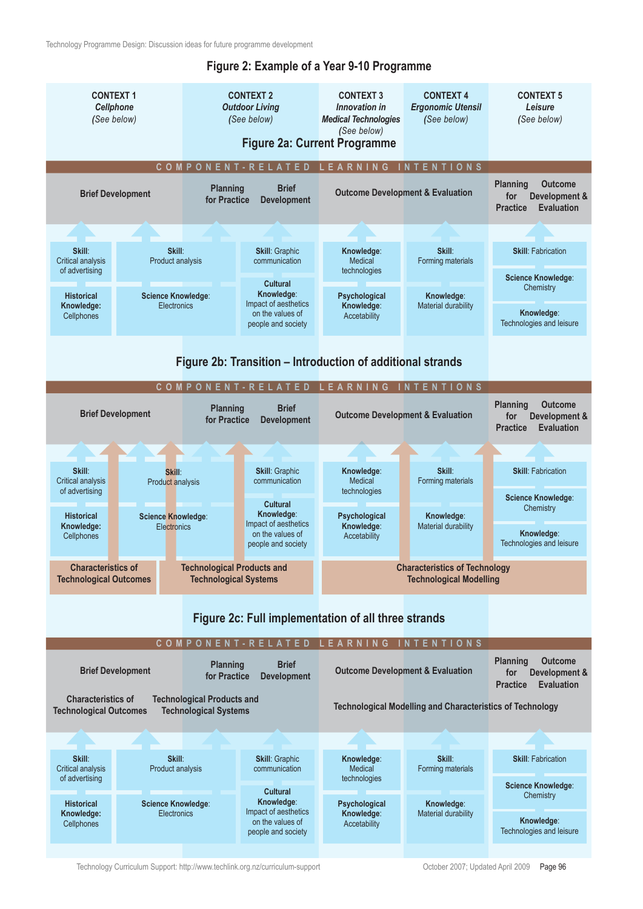# Figure 2: Example of a Year 9-10 Programme

| CONTEXT 1 | CONTEXT 2 | CONTEXT 3 | CONTEXT 4 | CONTEXT 5 |
|---|---|---|---|---|
| *Cellphone* (See below) | *Outdoor Living* (See below) | *Innovation in Medical Technologies* (See below) | *Ergonomic Utensil* (See below) | *Leisure* (See below) |

## Figure 2a: Current Programme

COMPONENT-RELATED LEARNING INTENTIONS

| Brief Development | | Planning for Practice | Brief Development | Outcome Development & Evaluation | | Planning for Practice | Outcome Development & Evaluation |
|---|---|---|---|---|---|---|---|

- **Skill**: Critical analysis of advertising
- **Historical Knowledge**: Cellphones
- **Skill**: Product analysis
- **Science Knowledge**: Electronics
- **Skill**: Graphic communication
- **Cultural Knowledge**: Impact of aesthetics on the values of people and society
- **Knowledge**: Medical technologies
- **Psychological Knowledge**: Accetability
- **Skill**: Forming materials
- **Knowledge**: Material durability
- **Skill**: Fabrication
- **Science Knowledge**: Chemistry
- **Knowledge**: Technologies and leisure

## Figure 2b: Transition – Introduction of additional strands

COMPONENT-RELATED LEARNING INTENTIONS

| Brief Development | | Planning for Practice | Brief Development | Outcome Development & Evaluation | | Planning for Practice | Outcome Development & Evaluation |
|---|---|---|---|---|---|---|---|

- **Skill**: Critical analysis of advertising
- **Historical Knowledge**: Cellphones
- **Skill**: Product analysis
- **Science Knowledge**: Electronics
- **Skill**: Graphic communication
- **Cultural Knowledge**: Impact of aesthetics on the values of people and society
- **Knowledge**: Medical technologies
- **Psychological Knowledge**: Accetability
- **Skill**: Forming materials
- **Knowledge**: Material durability
- **Skill**: Fabrication
- **Science Knowledge**: Chemistry
- **Knowledge**: Technologies and leisure

**Characteristics of Technological Outcomes** | **Technological Products and Technological Systems** | **Characteristics of Technology Technological Modelling**

## Figure 2c: Full implementation of all three strands

COMPONENT-RELATED LEARNING INTENTIONS

| Brief Development | | Planning for Practice | Brief Development | Outcome Development & Evaluation | | Planning for Practice | Outcome Development & Evaluation |
|---|---|---|---|---|---|---|---|
| Characteristics of Technological Outcomes | Technological Products and Technological Systems | | | Technological Modelling and Characteristics of Technology | | | |

- **Skill**: Critical analysis of advertising
- **Historical Knowledge**: Cellphones
- **Skill**: Product analysis
- **Science Knowledge**: Electronics
- **Skill**: Graphic communication
- **Cultural Knowledge**: Impact of aesthetics on the values of people and society
- **Knowledge**: Medical technologies
- **Psychological Knowledge**: Accetability
- **Skill**: Forming materials
- **Knowledge**: Material durability
- **Skill**: Fabrication
- **Science Knowledge**: Chemistry
- **Knowledge**: Technologies and leisure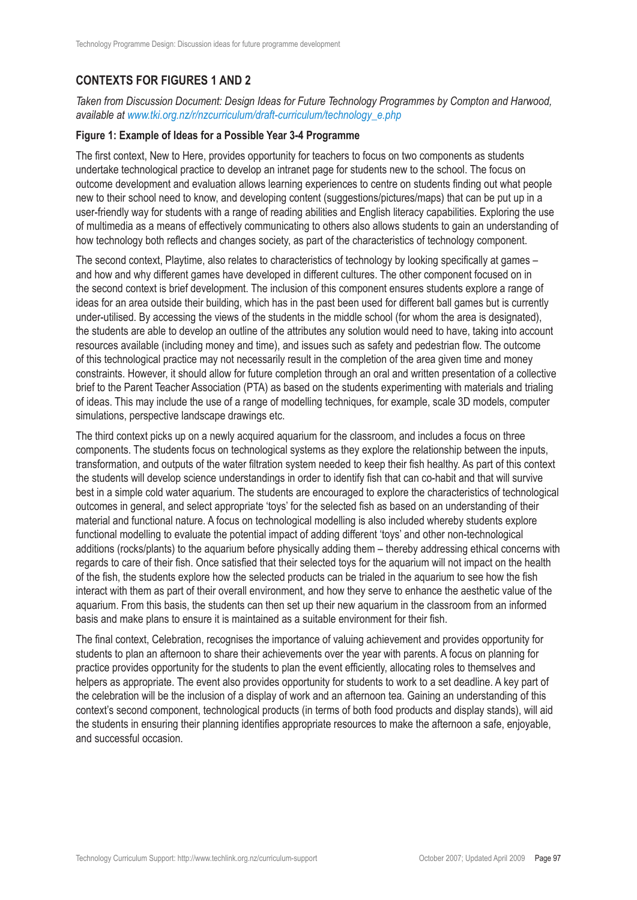## CONTEXTS FOR FIGURES 1 AND 2

*Taken from Discussion Document: Design Ideas for Future Technology Programmes by Compton and Harwood, available at www.tki.org.nz/r/nzcurriculum/draft-curriculum/technology_e.php*

**Figure 1: Example of Ideas for a Possible Year 3-4 Programme**

The first context, New to Here, provides opportunity for teachers to focus on two components as students undertake technological practice to develop an intranet page for students new to the school. The focus on outcome development and evaluation allows learning experiences to centre on students finding out what people new to their school need to know, and developing content (suggestions/pictures/maps) that can be put up in a user-friendly way for students with a range of reading abilities and English literacy capabilities. Exploring the use of multimedia as a means of effectively communicating to others also allows students to gain an understanding of how technology both reflects and changes society, as part of the characteristics of technology component.

The second context, Playtime, also relates to characteristics of technology by looking specifically at games – and how and why different games have developed in different cultures. The other component focused on in the second context is brief development. The inclusion of this component ensures students explore a range of ideas for an area outside their building, which has in the past been used for different ball games but is currently under-utilised. By accessing the views of the students in the middle school (for whom the area is designated), the students are able to develop an outline of the attributes any solution would need to have, taking into account resources available (including money and time), and issues such as safety and pedestrian flow. The outcome of this technological practice may not necessarily result in the completion of the area given time and money constraints. However, it should allow for future completion through an oral and written presentation of a collective brief to the Parent Teacher Association (PTA) as based on the students experimenting with materials and trialing of ideas. This may include the use of a range of modelling techniques, for example, scale 3D models, computer simulations, perspective landscape drawings etc.

The third context picks up on a newly acquired aquarium for the classroom, and includes a focus on three components. The students focus on technological systems as they explore the relationship between the inputs, transformation, and outputs of the water filtration system needed to keep their fish healthy. As part of this context the students will develop science understandings in order to identify fish that can co-habit and that will survive best in a simple cold water aquarium. The students are encouraged to explore the characteristics of technological outcomes in general, and select appropriate 'toys' for the selected fish as based on an understanding of their material and functional nature. A focus on technological modelling is also included whereby students explore functional modelling to evaluate the potential impact of adding different 'toys' and other non-technological additions (rocks/plants) to the aquarium before physically adding them – thereby addressing ethical concerns with regards to care of their fish. Once satisfied that their selected toys for the aquarium will not impact on the health of the fish, the students explore how the selected products can be trialed in the aquarium to see how the fish interact with them as part of their overall environment, and how they serve to enhance the aesthetic value of the aquarium. From this basis, the students can then set up their new aquarium in the classroom from an informed basis and make plans to ensure it is maintained as a suitable environment for their fish.

The final context, Celebration, recognises the importance of valuing achievement and provides opportunity for students to plan an afternoon to share their achievements over the year with parents. A focus on planning for practice provides opportunity for the students to plan the event efficiently, allocating roles to themselves and helpers as appropriate. The event also provides opportunity for students to work to a set deadline. A key part of the celebration will be the inclusion of a display of work and an afternoon tea. Gaining an understanding of this context's second component, technological products (in terms of both food products and display stands), will aid the students in ensuring their planning identifies appropriate resources to make the afternoon a safe, enjoyable, and successful occasion.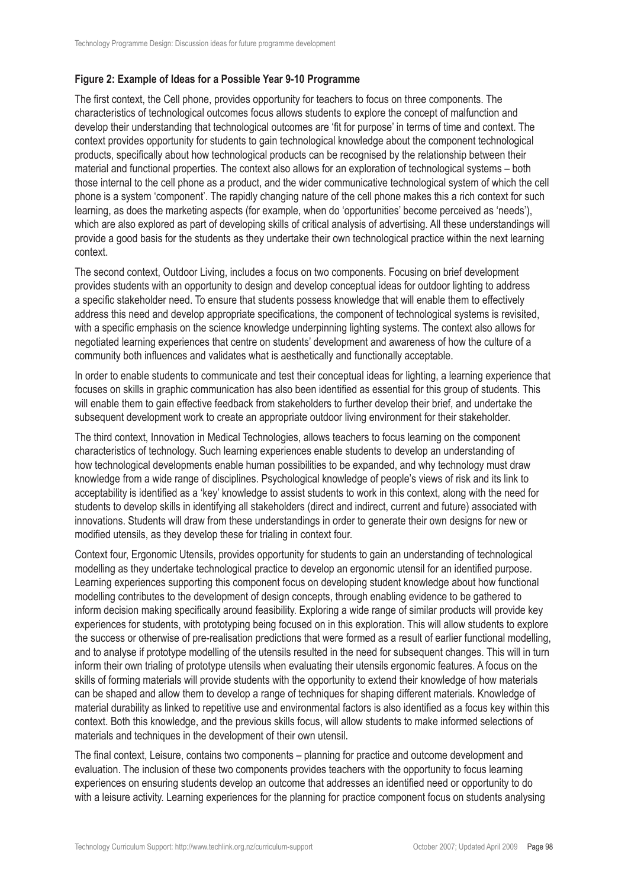**Figure 2: Example of Ideas for a Possible Year 9-10 Programme**

The first context, the Cell phone, provides opportunity for teachers to focus on three components. The characteristics of technological outcomes focus allows students to explore the concept of malfunction and develop their understanding that technological outcomes are 'fit for purpose' in terms of time and context. The context provides opportunity for students to gain technological knowledge about the component technological products, specifically about how technological products can be recognised by the relationship between their material and functional properties. The context also allows for an exploration of technological systems – both those internal to the cell phone as a product, and the wider communicative technological system of which the cell phone is a system 'component'. The rapidly changing nature of the cell phone makes this a rich context for such learning, as does the marketing aspects (for example, when do 'opportunities' become perceived as 'needs'), which are also explored as part of developing skills of critical analysis of advertising. All these understandings will provide a good basis for the students as they undertake their own technological practice within the next learning context.

The second context, Outdoor Living, includes a focus on two components. Focusing on brief development provides students with an opportunity to design and develop conceptual ideas for outdoor lighting to address a specific stakeholder need. To ensure that students possess knowledge that will enable them to effectively address this need and develop appropriate specifications, the component of technological systems is revisited, with a specific emphasis on the science knowledge underpinning lighting systems. The context also allows for negotiated learning experiences that centre on students' development and awareness of how the culture of a community both influences and validates what is aesthetically and functionally acceptable.

In order to enable students to communicate and test their conceptual ideas for lighting, a learning experience that focuses on skills in graphic communication has also been identified as essential for this group of students. This will enable them to gain effective feedback from stakeholders to further develop their brief, and undertake the subsequent development work to create an appropriate outdoor living environment for their stakeholder.

The third context, Innovation in Medical Technologies, allows teachers to focus learning on the component characteristics of technology. Such learning experiences enable students to develop an understanding of how technological developments enable human possibilities to be expanded, and why technology must draw knowledge from a wide range of disciplines. Psychological knowledge of people's views of risk and its link to acceptability is identified as a 'key' knowledge to assist students to work in this context, along with the need for students to develop skills in identifying all stakeholders (direct and indirect, current and future) associated with innovations. Students will draw from these understandings in order to generate their own designs for new or modified utensils, as they develop these for trialing in context four.

Context four, Ergonomic Utensils, provides opportunity for students to gain an understanding of technological modelling as they undertake technological practice to develop an ergonomic utensil for an identified purpose. Learning experiences supporting this component focus on developing student knowledge about how functional modelling contributes to the development of design concepts, through enabling evidence to be gathered to inform decision making specifically around feasibility. Exploring a wide range of similar products will provide key experiences for students, with prototyping being focused on in this exploration. This will allow students to explore the success or otherwise of pre-realisation predictions that were formed as a result of earlier functional modelling, and to analyse if prototype modelling of the utensils resulted in the need for subsequent changes. This will in turn inform their own trialing of prototype utensils when evaluating their utensils ergonomic features. A focus on the skills of forming materials will provide students with the opportunity to extend their knowledge of how materials can be shaped and allow them to develop a range of techniques for shaping different materials. Knowledge of material durability as linked to repetitive use and environmental factors is also identified as a focus key within this context. Both this knowledge, and the previous skills focus, will allow students to make informed selections of materials and techniques in the development of their own utensil.

The final context, Leisure, contains two components – planning for practice and outcome development and evaluation. The inclusion of these two components provides teachers with the opportunity to focus learning experiences on ensuring students develop an outcome that addresses an identified need or opportunity to do with a leisure activity. Learning experiences for the planning for practice component focus on students analysing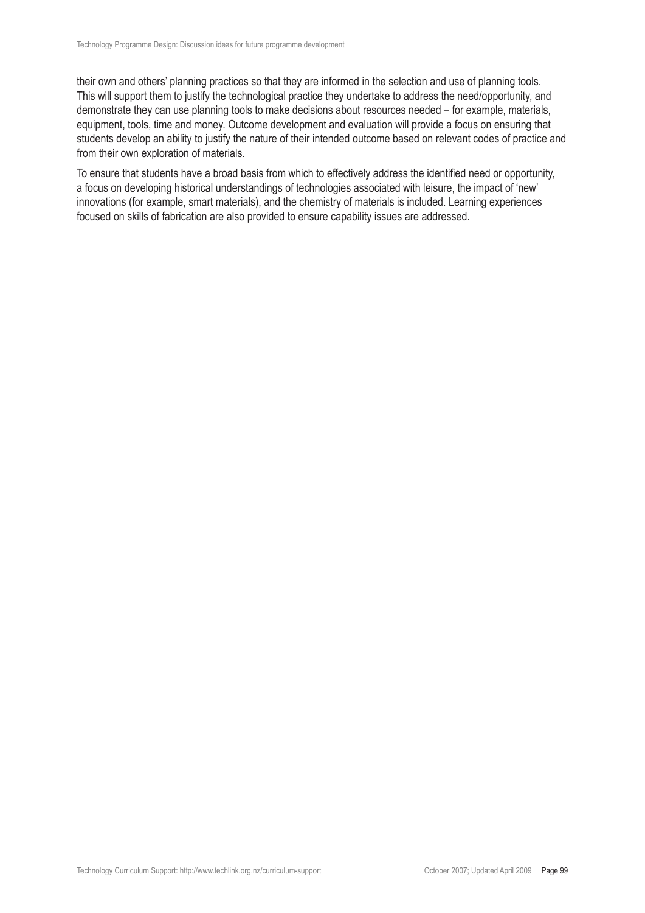their own and others' planning practices so that they are informed in the selection and use of planning tools. This will support them to justify the technological practice they undertake to address the need/opportunity, and demonstrate they can use planning tools to make decisions about resources needed – for example, materials, equipment, tools, time and money. Outcome development and evaluation will provide a focus on ensuring that students develop an ability to justify the nature of their intended outcome based on relevant codes of practice and from their own exploration of materials.

To ensure that students have a broad basis from which to effectively address the identified need or opportunity, a focus on developing historical understandings of technologies associated with leisure, the impact of 'new' innovations (for example, smart materials), and the chemistry of materials is included. Learning experiences focused on skills of fabrication are also provided to ensure capability issues are addressed.